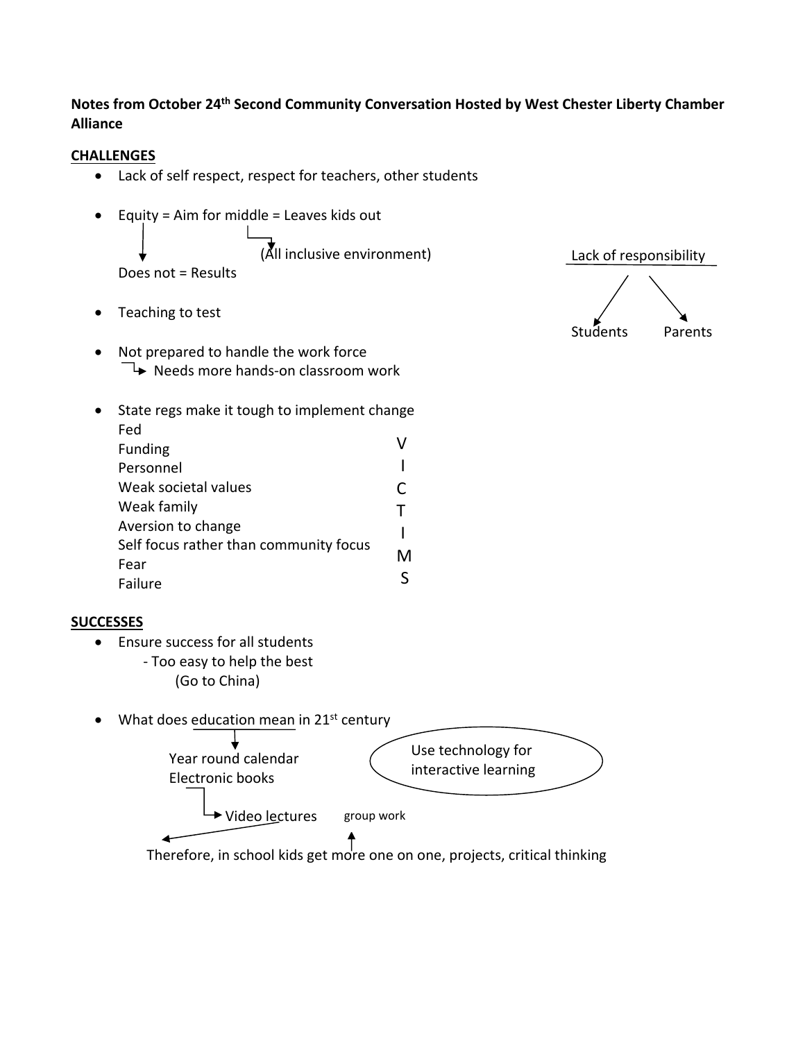**Notes from October 24th Second Community Conversation Hosted by West Chester Liberty Chamber Alliance**

**CHALLENGES**

- Lack of self respect, respect for teachers, other students
- Equity = Aim for middle = Leaves kids out
  - → (All inclusive environment)
  - → Does not = Results
- Teaching to test
- Not prepared to handle the work force
  - → Needs more hands-on classroom work
- State regs make it tough to implement change
  - Fed
  - Funding
  - Personnel
  - Weak societal values
  - Weak family
  - Aversion to change
  - Self focus rather than community focus
  - Fear
  - Failure

V I C T I M S

Lack of responsibility
- → Students
- → Parents

**SUCCESSES**

- Ensure success for all students
  - Too easy to help the best
    - (Go to China)
- What does education mean in 21st century
  - → Year round calendar
  - Electronic books
    - → Video lectures
  - Use technology for interactive learning
  - group work
  - Therefore, in school kids get more one on one, projects, critical thinking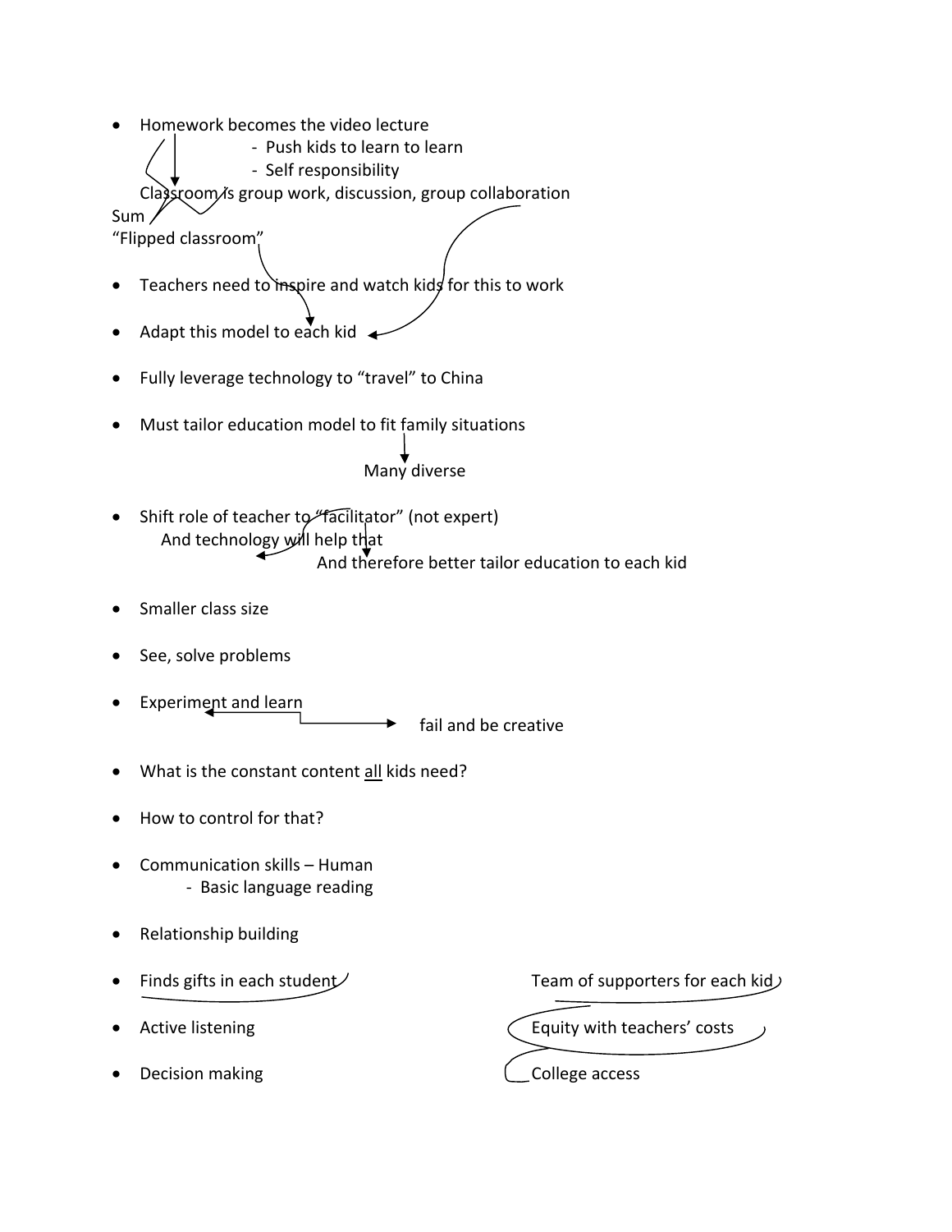- Homework becomes the video lecture
  - Push kids to learn to learn
  - Self responsibility

  Classroom is group work, discussion, group collaboration

Sum
"Flipped classroom"

- Teachers need to inspire and watch kids for this to work

- Adapt this model to each kid

- Fully leverage technology to "travel" to China

- Must tailor education model to fit family situations

  Many diverse

- Shift role of teacher to "facilitator" (not expert)
  And technology will help that
  And therefore better tailor education to each kid

- Smaller class size

- See, solve problems

- Experiment and learn

  fail and be creative

- What is the constant content all kids need?

- How to control for that?

- Communication skills – Human
  - Basic language reading

- Relationship building

- Finds gifts in each student

- Active listening

- Decision making

Team of supporters for each kid

Equity with teachers' costs

College access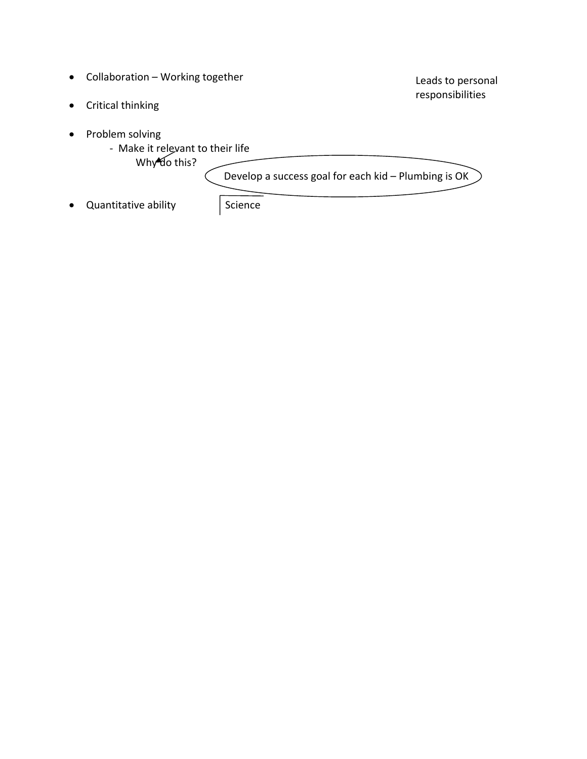- Collaboration – Working together

Leads to personal responsibilities

- Critical thinking
- Problem solving
  - Make it relevant to their life
    - Why do this?

Develop a success goal for each kid – Plumbing is OK

- Quantitative ability

Science